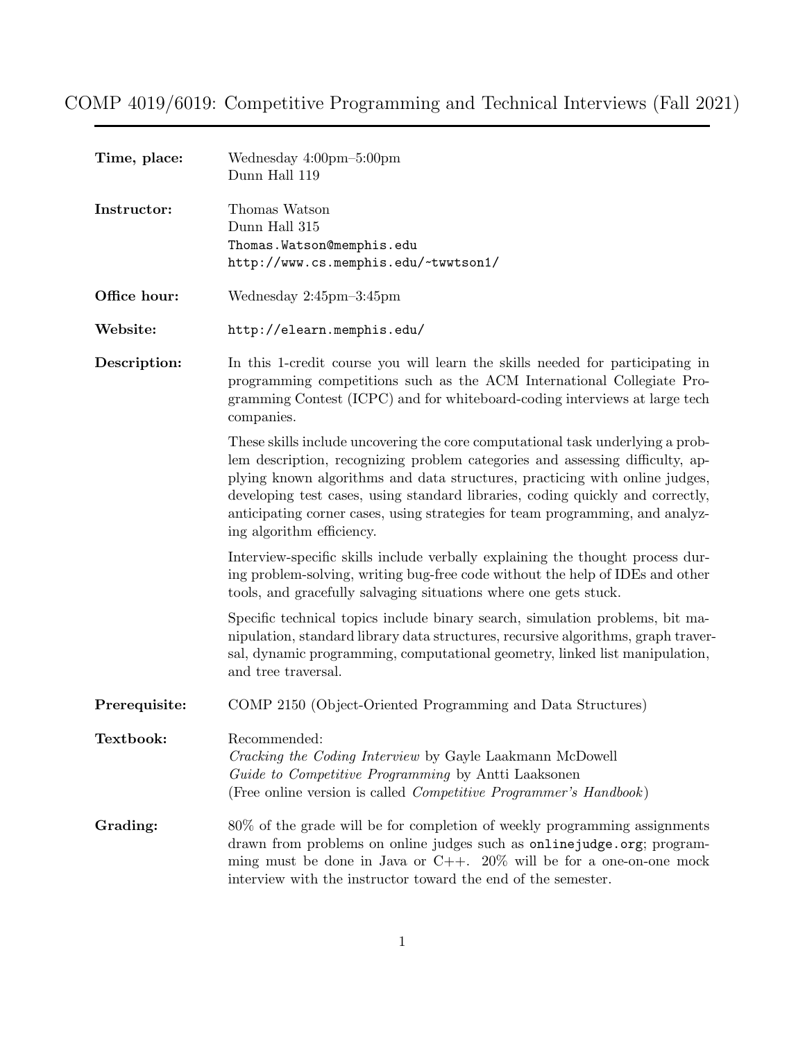# COMP 4019/6019: Competitive Programming and Technical Interviews (Fall 2021)

---

**Time, place:** Wednesday 4:00pm–5:00pm
Dunn Hall 119

**Instructor:** Thomas Watson
Dunn Hall 315
Thomas.Watson@memphis.edu
http://www.cs.memphis.edu/~twwtson1/

**Office hour:** Wednesday 2:45pm–3:45pm

**Website:** http://elearn.memphis.edu/

**Description:** In this 1-credit course you will learn the skills needed for participating in programming competitions such as the ACM International Collegiate Programming Contest (ICPC) and for whiteboard-coding interviews at large tech companies.

These skills include uncovering the core computational task underlying a problem description, recognizing problem categories and assessing difficulty, applying known algorithms and data structures, practicing with online judges, developing test cases, using standard libraries, coding quickly and correctly, anticipating corner cases, using strategies for team programming, and analyzing algorithm efficiency.

Interview-specific skills include verbally explaining the thought process during problem-solving, writing bug-free code without the help of IDEs and other tools, and gracefully salvaging situations where one gets stuck.

Specific technical topics include binary search, simulation problems, bit manipulation, standard library data structures, recursive algorithms, graph traversal, dynamic programming, computational geometry, linked list manipulation, and tree traversal.

**Prerequisite:** COMP 2150 (Object-Oriented Programming and Data Structures)

**Textbook:** Recommended:
*Cracking the Coding Interview* by Gayle Laakmann McDowell
*Guide to Competitive Programming* by Antti Laaksonen
(Free online version is called *Competitive Programmer's Handbook*)

**Grading:** 80% of the grade will be for completion of weekly programming assignments drawn from problems on online judges such as onlinejudge.org; programming must be done in Java or C++. 20% will be for a one-on-one mock interview with the instructor toward the end of the semester.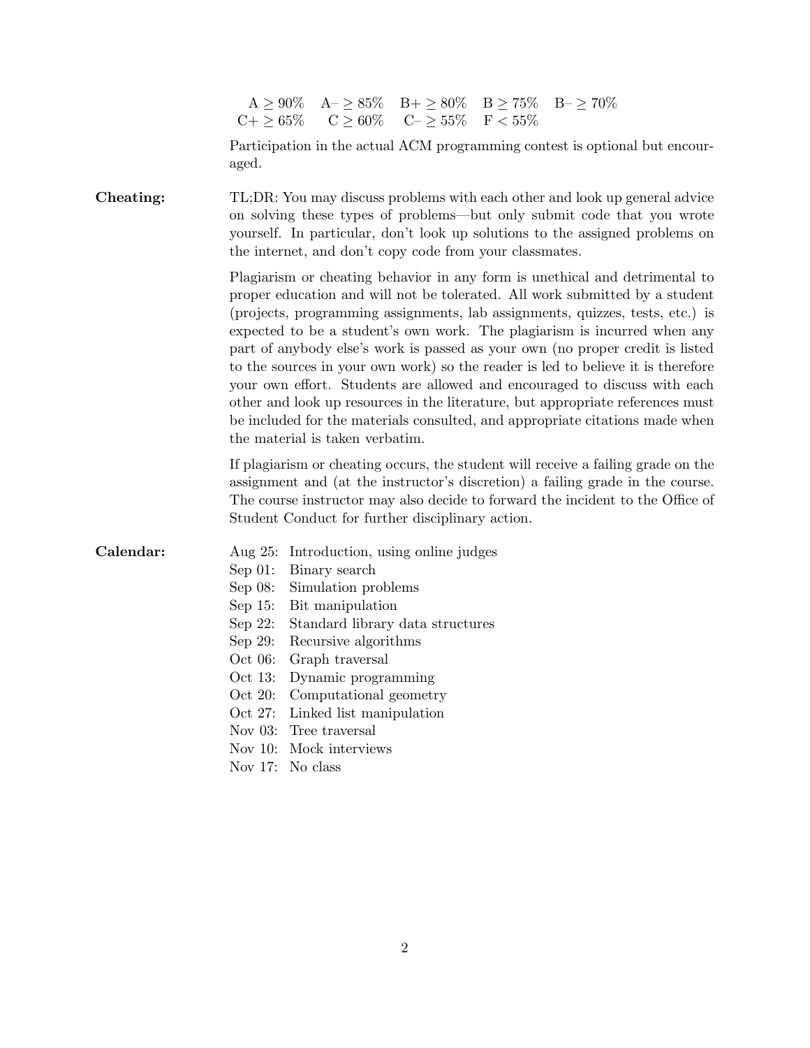A $\geq$ 90%    A– $\geq$ 85%    B+ $\geq$ 80%    B $\geq$ 75%    B– $\geq$ 70%
C+ $\geq$ 65%    C $\geq$ 60%    C– $\geq$ 55%    F $<$ 55%

Participation in the actual ACM programming contest is optional but encouraged.

**Cheating:** TL;DR: You may discuss problems with each other and look up general advice on solving these types of problems—but only submit code that you wrote yourself. In particular, don't look up solutions to the assigned problems on the internet, and don't copy code from your classmates.

Plagiarism or cheating behavior in any form is unethical and detrimental to proper education and will not be tolerated. All work submitted by a student (projects, programming assignments, lab assignments, quizzes, tests, etc.) is expected to be a student's own work. The plagiarism is incurred when any part of anybody else's work is passed as your own (no proper credit is listed to the sources in your own work) so the reader is led to believe it is therefore your own effort. Students are allowed and encouraged to discuss with each other and look up resources in the literature, but appropriate references must be included for the materials consulted, and appropriate citations made when the material is taken verbatim.

If plagiarism or cheating occurs, the student will receive a failing grade on the assignment and (at the instructor's discretion) a failing grade in the course. The course instructor may also decide to forward the incident to the Office of Student Conduct for further disciplinary action.

**Calendar:**

- Aug 25: Introduction, using online judges
- Sep 01: Binary search
- Sep 08: Simulation problems
- Sep 15: Bit manipulation
- Sep 22: Standard library data structures
- Sep 29: Recursive algorithms
- Oct 06: Graph traversal
- Oct 13: Dynamic programming
- Oct 20: Computational geometry
- Oct 27: Linked list manipulation
- Nov 03: Tree traversal
- Nov 10: Mock interviews
- Nov 17: No class